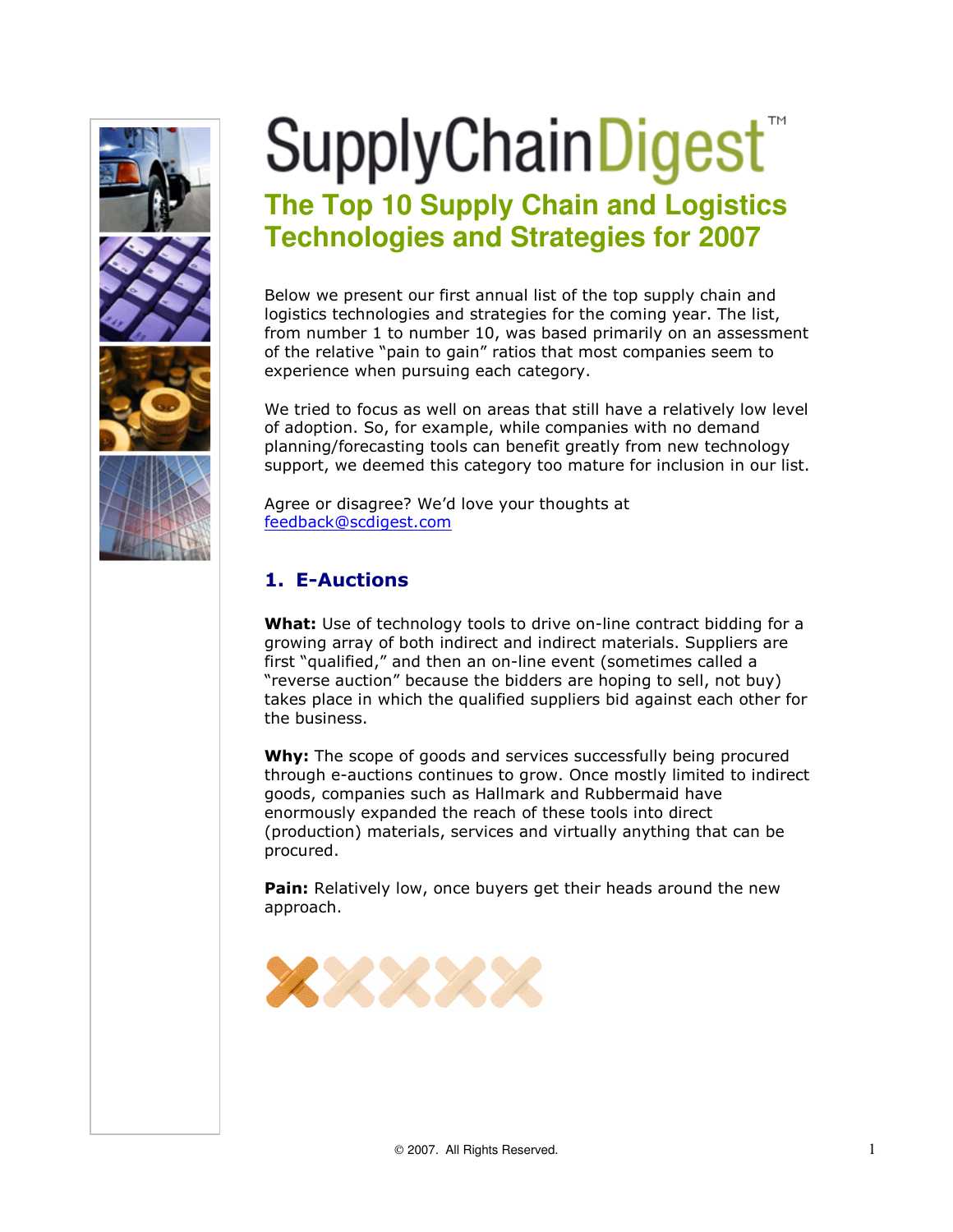# SupplyChainDigest™

## The Top 10 Supply Chain and Logistics Technologies and Strategies for 2007

Below we present our first annual list of the top supply chain and logistics technologies and strategies for the coming year. The list, from number 1 to number 10, was based primarily on an assessment of the relative "pain to gain" ratios that most companies seem to experience when pursuing each category.

We tried to focus as well on areas that still have a relatively low level of adoption. So, for example, while companies with no demand planning/forecasting tools can benefit greatly from new technology support, we deemed this category too mature for inclusion in our list.

Agree or disagree? We'd love your thoughts at feedback@scdigest.com

### 1. E-Auctions

**What:** Use of technology tools to drive on-line contract bidding for a growing array of both indirect and indirect materials. Suppliers are first "qualified," and then an on-line event (sometimes called a "reverse auction" because the bidders are hoping to sell, not buy) takes place in which the qualified suppliers bid against each other for the business.

**Why:** The scope of goods and services successfully being procured through e-auctions continues to grow. Once mostly limited to indirect goods, companies such as Hallmark and Rubbermaid have enormously expanded the reach of these tools into direct (production) materials, services and virtually anything that can be procured.

**Pain:** Relatively low, once buyers get their heads around the new approach.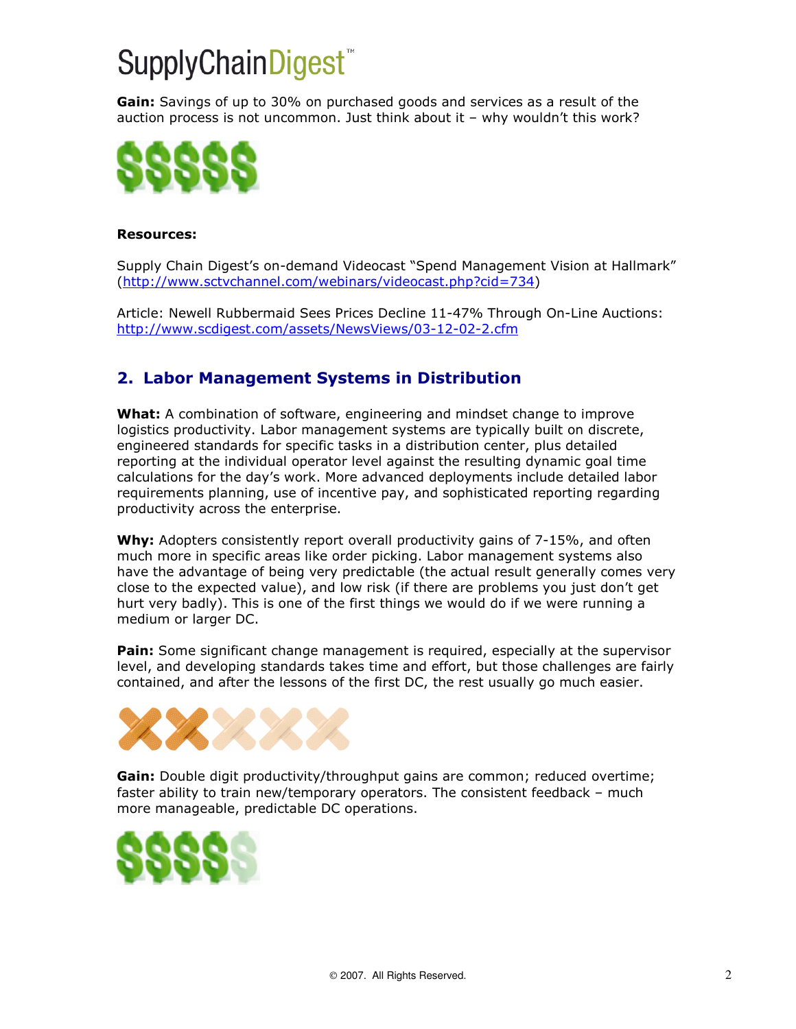**Gain:** Savings of up to 30% on purchased goods and services as a result of the auction process is not uncommon. Just think about it – why wouldn't this work?

**Resources:**

Supply Chain Digest's on-demand Videocast "Spend Management Vision at Hallmark" (http://www.sctvchannel.com/webinars/videocast.php?cid=734)

Article: Newell Rubbermaid Sees Prices Decline 11-47% Through On-Line Auctions: http://www.scdigest.com/assets/NewsViews/03-12-02-2.cfm

## 2. Labor Management Systems in Distribution

**What:** A combination of software, engineering and mindset change to improve logistics productivity. Labor management systems are typically built on discrete, engineered standards for specific tasks in a distribution center, plus detailed reporting at the individual operator level against the resulting dynamic goal time calculations for the day's work. More advanced deployments include detailed labor requirements planning, use of incentive pay, and sophisticated reporting regarding productivity across the enterprise.

**Why:** Adopters consistently report overall productivity gains of 7-15%, and often much more in specific areas like order picking. Labor management systems also have the advantage of being very predictable (the actual result generally comes very close to the expected value), and low risk (if there are problems you just don't get hurt very badly). This is one of the first things we would do if we were running a medium or larger DC.

**Pain:** Some significant change management is required, especially at the supervisor level, and developing standards takes time and effort, but those challenges are fairly contained, and after the lessons of the first DC, the rest usually go much easier.

**Gain:** Double digit productivity/throughput gains are common; reduced overtime; faster ability to train new/temporary operators. The consistent feedback – much more manageable, predictable DC operations.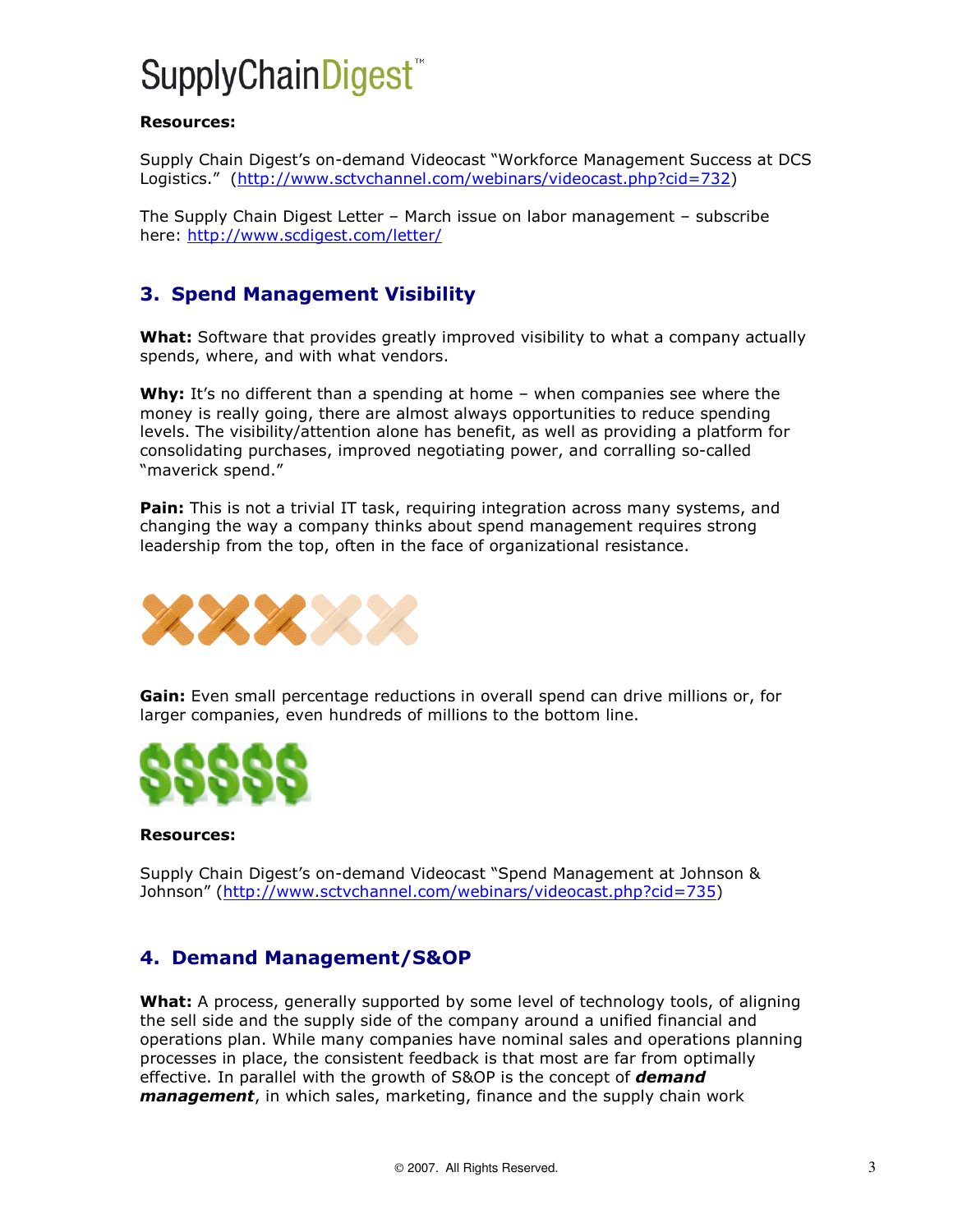**Resources:**

Supply Chain Digest's on-demand Videocast "Workforce Management Success at DCS Logistics." (http://www.sctvchannel.com/webinars/videocast.php?cid=732)

The Supply Chain Digest Letter – March issue on labor management – subscribe here: http://www.scdigest.com/letter/

## 3. Spend Management Visibility

**What:** Software that provides greatly improved visibility to what a company actually spends, where, and with what vendors.

**Why:** It's no different than a spending at home – when companies see where the money is really going, there are almost always opportunities to reduce spending levels. The visibility/attention alone has benefit, as well as providing a platform for consolidating purchases, improved negotiating power, and corralling so-called "maverick spend."

**Pain:** This is not a trivial IT task, requiring integration across many systems, and changing the way a company thinks about spend management requires strong leadership from the top, often in the face of organizational resistance.

**Gain:** Even small percentage reductions in overall spend can drive millions or, for larger companies, even hundreds of millions to the bottom line.

**Resources:**

Supply Chain Digest's on-demand Videocast "Spend Management at Johnson & Johnson" (http://www.sctvchannel.com/webinars/videocast.php?cid=735)

## 4. Demand Management/S&OP

**What:** A process, generally supported by some level of technology tools, of aligning the sell side and the supply side of the company around a unified financial and operations plan. While many companies have nominal sales and operations planning processes in place, the consistent feedback is that most are far from optimally effective. In parallel with the growth of S&OP is the concept of ***demand management***, in which sales, marketing, finance and the supply chain work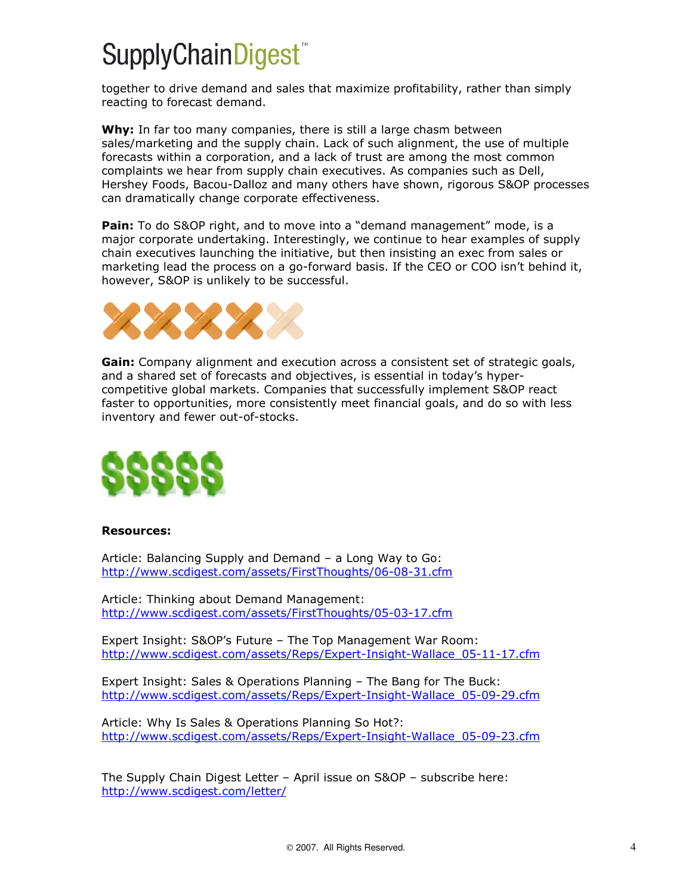together to drive demand and sales that maximize profitability, rather than simply reacting to forecast demand.

**Why:** In far too many companies, there is still a large chasm between sales/marketing and the supply chain. Lack of such alignment, the use of multiple forecasts within a corporation, and a lack of trust are among the most common complaints we hear from supply chain executives. As companies such as Dell, Hershey Foods, Bacou-Dalloz and many others have shown, rigorous S&OP processes can dramatically change corporate effectiveness.

**Pain:** To do S&OP right, and to move into a "demand management" mode, is a major corporate undertaking. Interestingly, we continue to hear examples of supply chain executives launching the initiative, but then insisting an exec from sales or marketing lead the process on a go-forward basis. If the CEO or COO isn't behind it, however, S&OP is unlikely to be successful.

**Gain:** Company alignment and execution across a consistent set of strategic goals, and a shared set of forecasts and objectives, is essential in today's hyper-competitive global markets. Companies that successfully implement S&OP react faster to opportunities, more consistently meet financial goals, and do so with less inventory and fewer out-of-stocks.

**Resources:**

Article: Balancing Supply and Demand – a Long Way to Go:
http://www.scdigest.com/assets/FirstThoughts/06-08-31.cfm

Article: Thinking about Demand Management:
http://www.scdigest.com/assets/FirstThoughts/05-03-17.cfm

Expert Insight: S&OP's Future – The Top Management War Room:
http://www.scdigest.com/assets/Reps/Expert-Insight-Wallace_05-11-17.cfm

Expert Insight: Sales & Operations Planning – The Bang for The Buck:
http://www.scdigest.com/assets/Reps/Expert-Insight-Wallace_05-09-29.cfm

Article: Why Is Sales & Operations Planning So Hot?:
http://www.scdigest.com/assets/Reps/Expert-Insight-Wallace_05-09-23.cfm

The Supply Chain Digest Letter – April issue on S&OP – subscribe here:
http://www.scdigest.com/letter/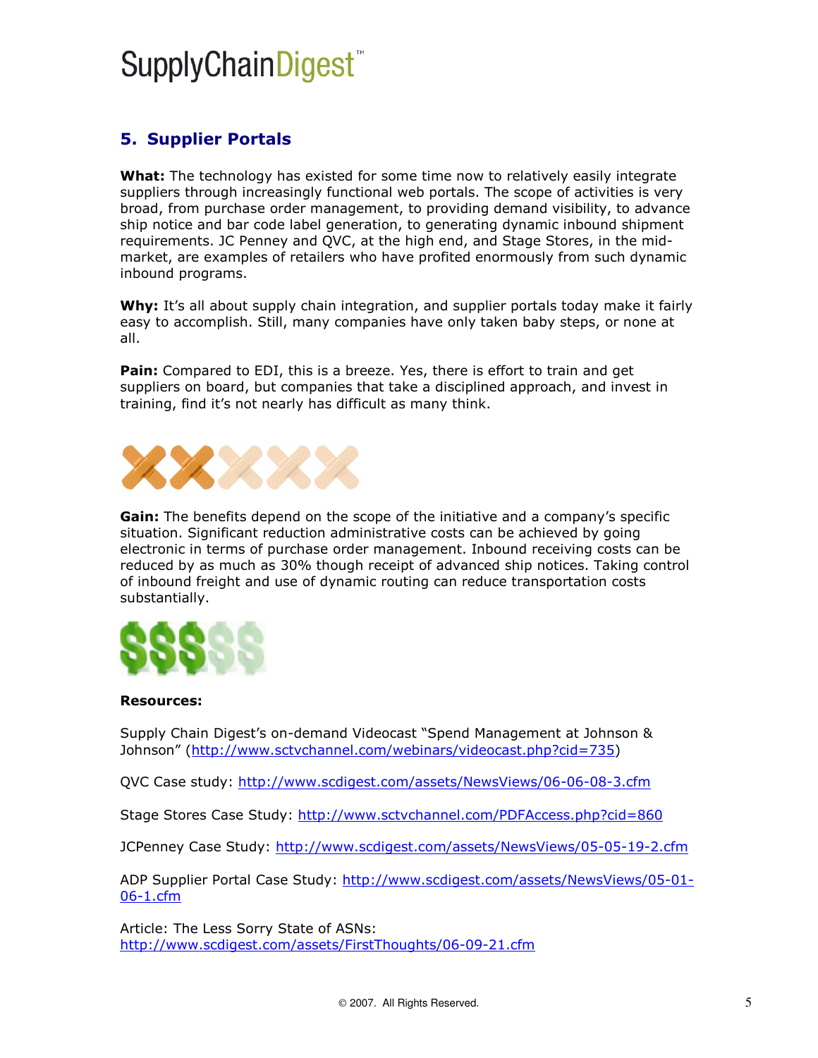## 5. Supplier Portals

**What:** The technology has existed for some time now to relatively easily integrate suppliers through increasingly functional web portals. The scope of activities is very broad, from purchase order management, to providing demand visibility, to advance ship notice and bar code label generation, to generating dynamic inbound shipment requirements. JC Penney and QVC, at the high end, and Stage Stores, in the mid-market, are examples of retailers who have profited enormously from such dynamic inbound programs.

**Why:** It's all about supply chain integration, and supplier portals today make it fairly easy to accomplish. Still, many companies have only taken baby steps, or none at all.

**Pain:** Compared to EDI, this is a breeze. Yes, there is effort to train and get suppliers on board, but companies that take a disciplined approach, and invest in training, find it's not nearly has difficult as many think.

**Gain:** The benefits depend on the scope of the initiative and a company's specific situation. Significant reduction administrative costs can be achieved by going electronic in terms of purchase order management. Inbound receiving costs can be reduced by as much as 30% though receipt of advanced ship notices. Taking control of inbound freight and use of dynamic routing can reduce transportation costs substantially.

**Resources:**

Supply Chain Digest's on-demand Videocast "Spend Management at Johnson & Johnson" (http://www.sctvchannel.com/webinars/videocast.php?cid=735)

QVC Case study: http://www.scdigest.com/assets/NewsViews/06-06-08-3.cfm

Stage Stores Case Study: http://www.sctvchannel.com/PDFAccess.php?cid=860

JCPenney Case Study: http://www.scdigest.com/assets/NewsViews/05-05-19-2.cfm

ADP Supplier Portal Case Study: http://www.scdigest.com/assets/NewsViews/05-01-06-1.cfm

Article: The Less Sorry State of ASNs: http://www.scdigest.com/assets/FirstThoughts/06-09-21.cfm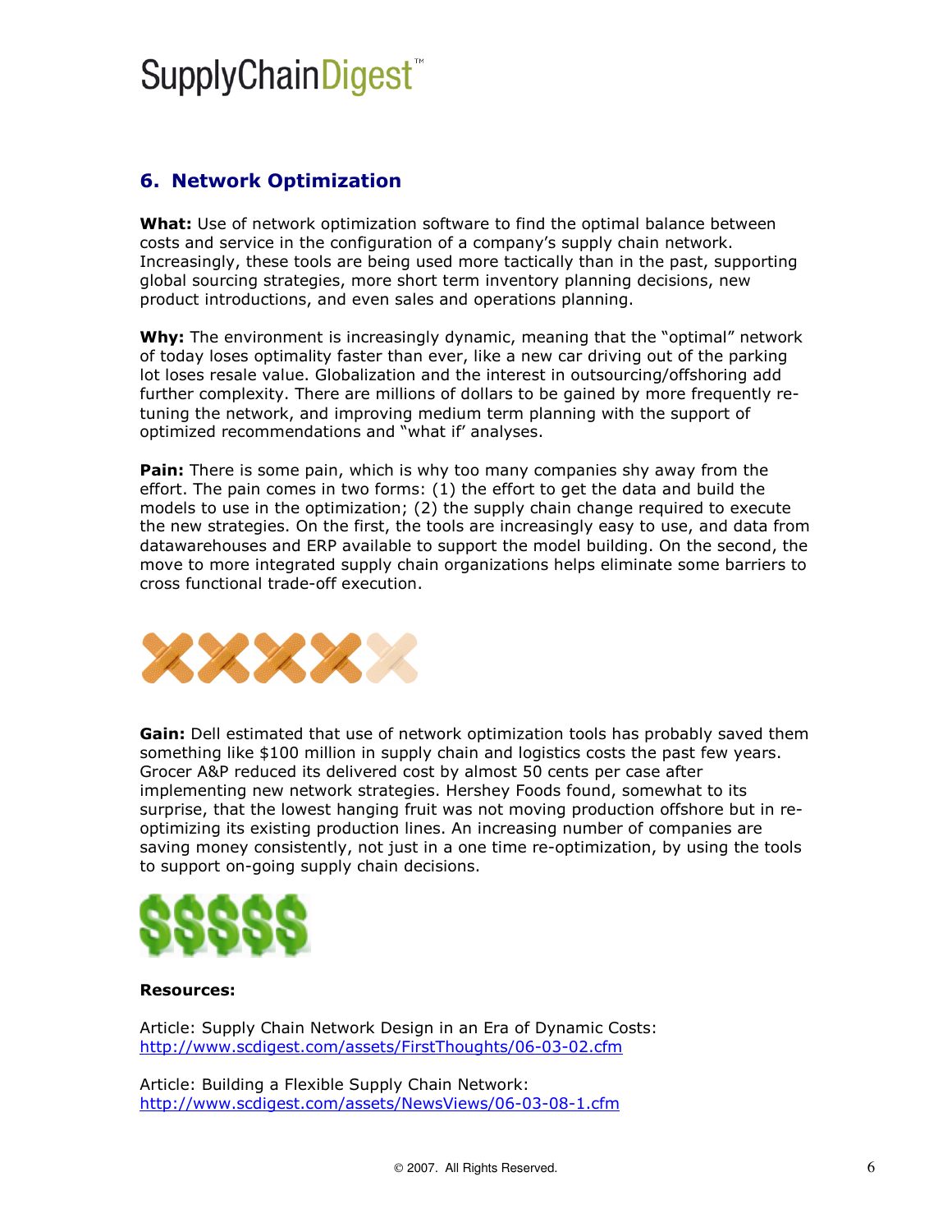## 6. Network Optimization

**What:** Use of network optimization software to find the optimal balance between costs and service in the configuration of a company's supply chain network. Increasingly, these tools are being used more tactically than in the past, supporting global sourcing strategies, more short term inventory planning decisions, new product introductions, and even sales and operations planning.

**Why:** The environment is increasingly dynamic, meaning that the "optimal" network of today loses optimality faster than ever, like a new car driving out of the parking lot loses resale value. Globalization and the interest in outsourcing/offshoring add further complexity. There are millions of dollars to be gained by more frequently re-tuning the network, and improving medium term planning with the support of optimized recommendations and "what if' analyses.

**Pain:** There is some pain, which is why too many companies shy away from the effort. The pain comes in two forms: (1) the effort to get the data and build the models to use in the optimization; (2) the supply chain change required to execute the new strategies. On the first, the tools are increasingly easy to use, and data from datawarehouses and ERP available to support the model building. On the second, the move to more integrated supply chain organizations helps eliminate some barriers to cross functional trade-off execution.

**Gain:** Dell estimated that use of network optimization tools has probably saved them something like $100 million in supply chain and logistics costs the past few years. Grocer A&P reduced its delivered cost by almost 50 cents per case after implementing new network strategies. Hershey Foods found, somewhat to its surprise, that the lowest hanging fruit was not moving production offshore but in re-optimizing its existing production lines. An increasing number of companies are saving money consistently, not just in a one time re-optimization, by using the tools to support on-going supply chain decisions.

**Resources:**

Article: Supply Chain Network Design in an Era of Dynamic Costs:
http://www.scdigest.com/assets/FirstThoughts/06-03-02.cfm

Article: Building a Flexible Supply Chain Network:
http://www.scdigest.com/assets/NewsViews/06-03-08-1.cfm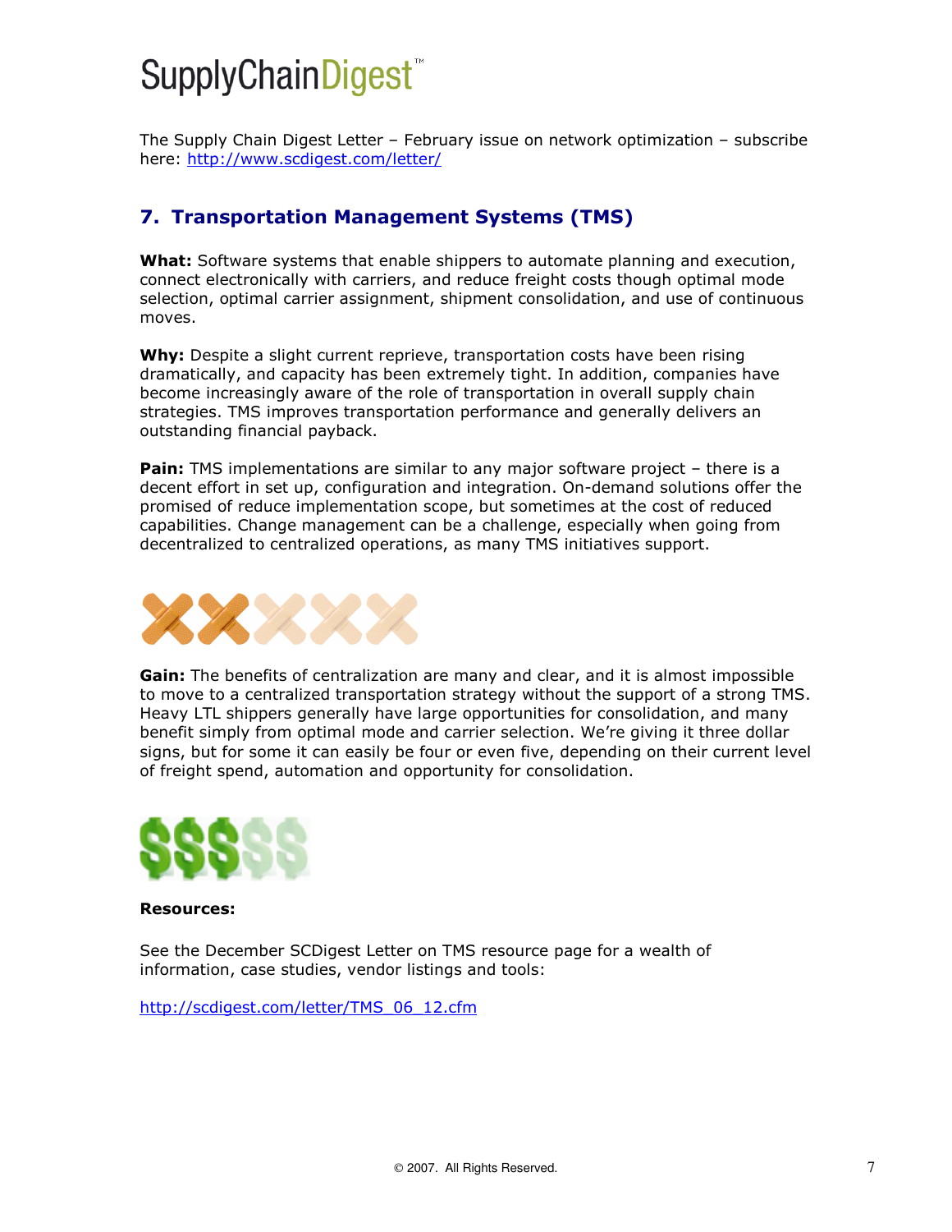SupplyChainDigest™

The Supply Chain Digest Letter – February issue on network optimization – subscribe here: http://www.scdigest.com/letter/

## 7. Transportation Management Systems (TMS)

**What:** Software systems that enable shippers to automate planning and execution, connect electronically with carriers, and reduce freight costs though optimal mode selection, optimal carrier assignment, shipment consolidation, and use of continuous moves.

**Why:** Despite a slight current reprieve, transportation costs have been rising dramatically, and capacity has been extremely tight. In addition, companies have become increasingly aware of the role of transportation in overall supply chain strategies. TMS improves transportation performance and generally delivers an outstanding financial payback.

**Pain:** TMS implementations are similar to any major software project – there is a decent effort in set up, configuration and integration. On-demand solutions offer the promised of reduce implementation scope, but sometimes at the cost of reduced capabilities. Change management can be a challenge, especially when going from decentralized to centralized operations, as many TMS initiatives support.

**Gain:** The benefits of centralization are many and clear, and it is almost impossible to move to a centralized transportation strategy without the support of a strong TMS. Heavy LTL shippers generally have large opportunities for consolidation, and many benefit simply from optimal mode and carrier selection. We're giving it three dollar signs, but for some it can easily be four or even five, depending on their current level of freight spend, automation and opportunity for consolidation.

**Resources:**

See the December SCDigest Letter on TMS resource page for a wealth of information, case studies, vendor listings and tools:

http://scdigest.com/letter/TMS_06_12.cfm

© 2007. All Rights Reserved.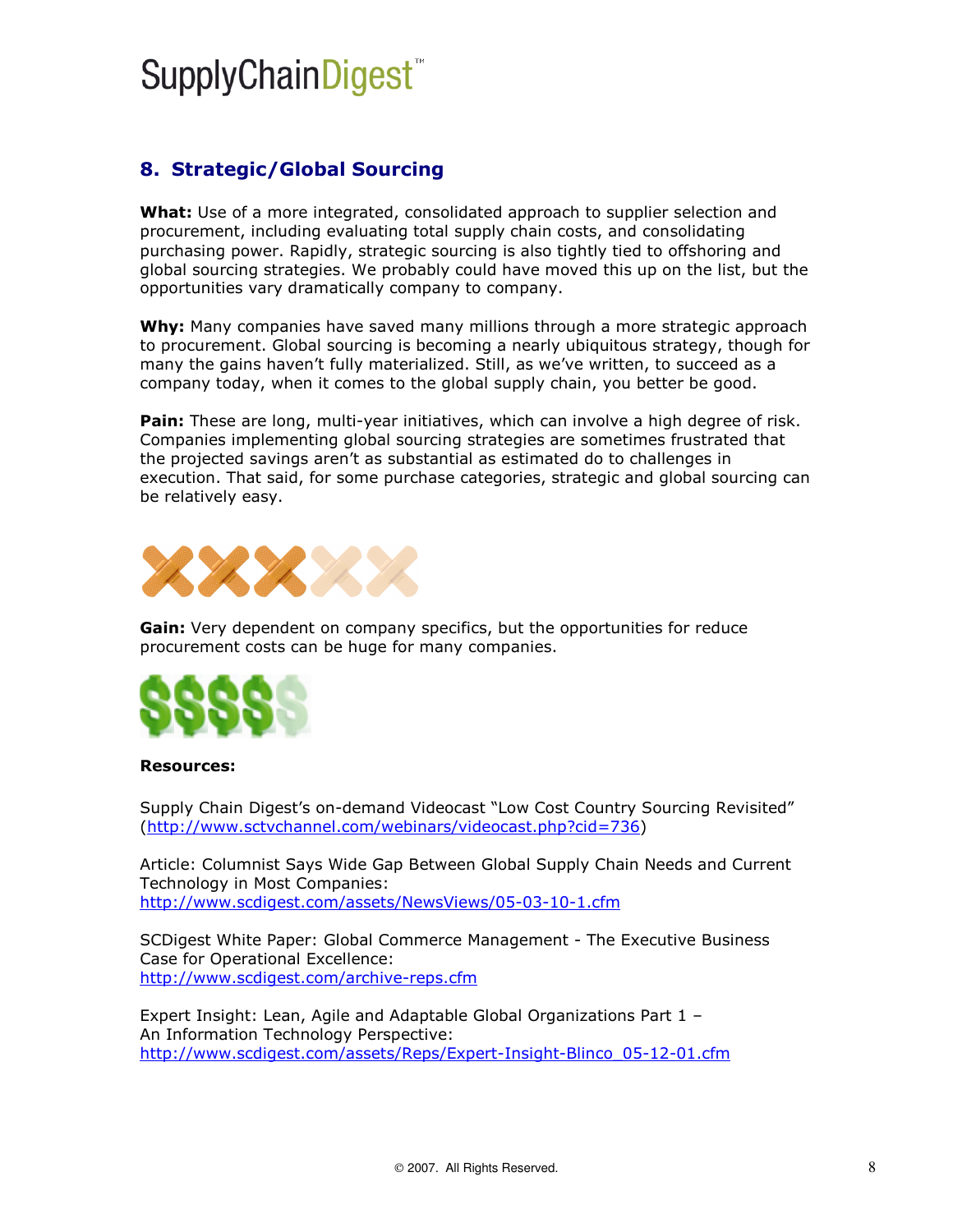## 8. Strategic/Global Sourcing

**What:** Use of a more integrated, consolidated approach to supplier selection and procurement, including evaluating total supply chain costs, and consolidating purchasing power. Rapidly, strategic sourcing is also tightly tied to offshoring and global sourcing strategies. We probably could have moved this up on the list, but the opportunities vary dramatically company to company.

**Why:** Many companies have saved many millions through a more strategic approach to procurement. Global sourcing is becoming a nearly ubiquitous strategy, though for many the gains haven't fully materialized. Still, as we've written, to succeed as a company today, when it comes to the global supply chain, you better be good.

**Pain:** These are long, multi-year initiatives, which can involve a high degree of risk. Companies implementing global sourcing strategies are sometimes frustrated that the projected savings aren't as substantial as estimated do to challenges in execution. That said, for some purchase categories, strategic and global sourcing can be relatively easy.

**Gain:** Very dependent on company specifics, but the opportunities for reduce procurement costs can be huge for many companies.

**Resources:**

Supply Chain Digest's on-demand Videocast "Low Cost Country Sourcing Revisited" (http://www.sctvchannel.com/webinars/videocast.php?cid=736)

Article: Columnist Says Wide Gap Between Global Supply Chain Needs and Current Technology in Most Companies:
http://www.scdigest.com/assets/NewsViews/05-03-10-1.cfm

SCDigest White Paper: Global Commerce Management - The Executive Business Case for Operational Excellence:
http://www.scdigest.com/archive-reps.cfm

Expert Insight: Lean, Agile and Adaptable Global Organizations Part 1 – An Information Technology Perspective:
http://www.scdigest.com/assets/Reps/Expert-Insight-Blinco_05-12-01.cfm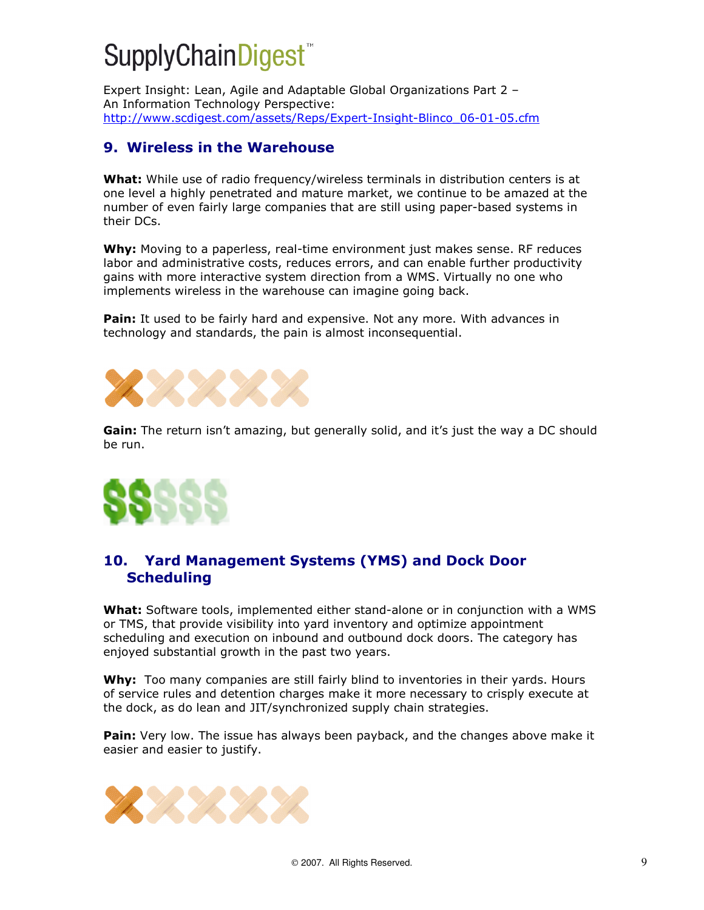SupplyChainDigest™

Expert Insight: Lean, Agile and Adaptable Global Organizations Part 2 – An Information Technology Perspective: http://www.scdigest.com/assets/Reps/Expert-Insight-Blinco_06-01-05.cfm

## 9. Wireless in the Warehouse

**What:** While use of radio frequency/wireless terminals in distribution centers is at one level a highly penetrated and mature market, we continue to be amazed at the number of even fairly large companies that are still using paper-based systems in their DCs.

**Why:** Moving to a paperless, real-time environment just makes sense. RF reduces labor and administrative costs, reduces errors, and can enable further productivity gains with more interactive system direction from a WMS. Virtually no one who implements wireless in the warehouse can imagine going back.

**Pain:** It used to be fairly hard and expensive. Not any more. With advances in technology and standards, the pain is almost inconsequential.

**Gain:** The return isn't amazing, but generally solid, and it's just the way a DC should be run.

## 10. Yard Management Systems (YMS) and Dock Door Scheduling

**What:** Software tools, implemented either stand-alone or in conjunction with a WMS or TMS, that provide visibility into yard inventory and optimize appointment scheduling and execution on inbound and outbound dock doors. The category has enjoyed substantial growth in the past two years.

**Why:** Too many companies are still fairly blind to inventories in their yards. Hours of service rules and detention charges make it more necessary to crisply execute at the dock, as do lean and JIT/synchronized supply chain strategies.

**Pain:** Very low. The issue has always been payback, and the changes above make it easier and easier to justify.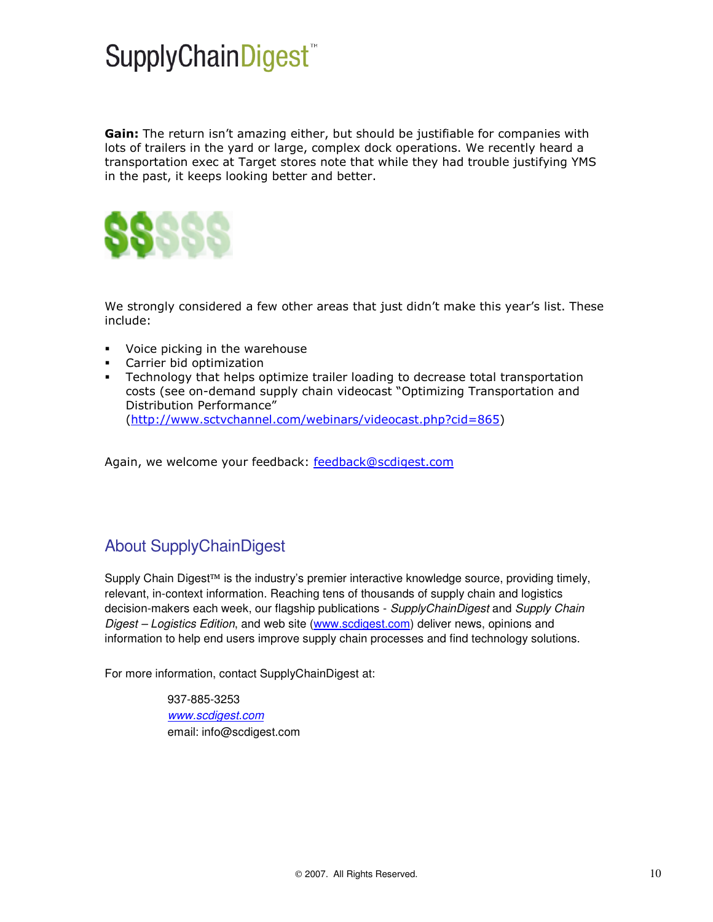**Gain:** The return isn't amazing either, but should be justifiable for companies with lots of trailers in the yard or large, complex dock operations. We recently heard a transportation exec at Target stores note that while they had trouble justifying YMS in the past, it keeps looking better and better.

We strongly considered a few other areas that just didn't make this year's list. These include:

- Voice picking in the warehouse
- Carrier bid optimization
- Technology that helps optimize trailer loading to decrease total transportation costs (see on-demand supply chain videocast "Optimizing Transportation and Distribution Performance" (http://www.sctvchannel.com/webinars/videocast.php?cid=865)

Again, we welcome your feedback: feedback@scdigest.com

## About SupplyChainDigest

Supply Chain Digest™ is the industry's premier interactive knowledge source, providing timely, relevant, in-context information. Reaching tens of thousands of supply chain and logistics decision-makers each week, our flagship publications - *SupplyChainDigest* and *Supply Chain Digest – Logistics Edition*, and web site (www.scdigest.com) deliver news, opinions and information to help end users improve supply chain processes and find technology solutions.

For more information, contact SupplyChainDigest at:

937-885-3253
*www.scdigest.com*
email: info@scdigest.com

© 2007. All Rights Reserved.